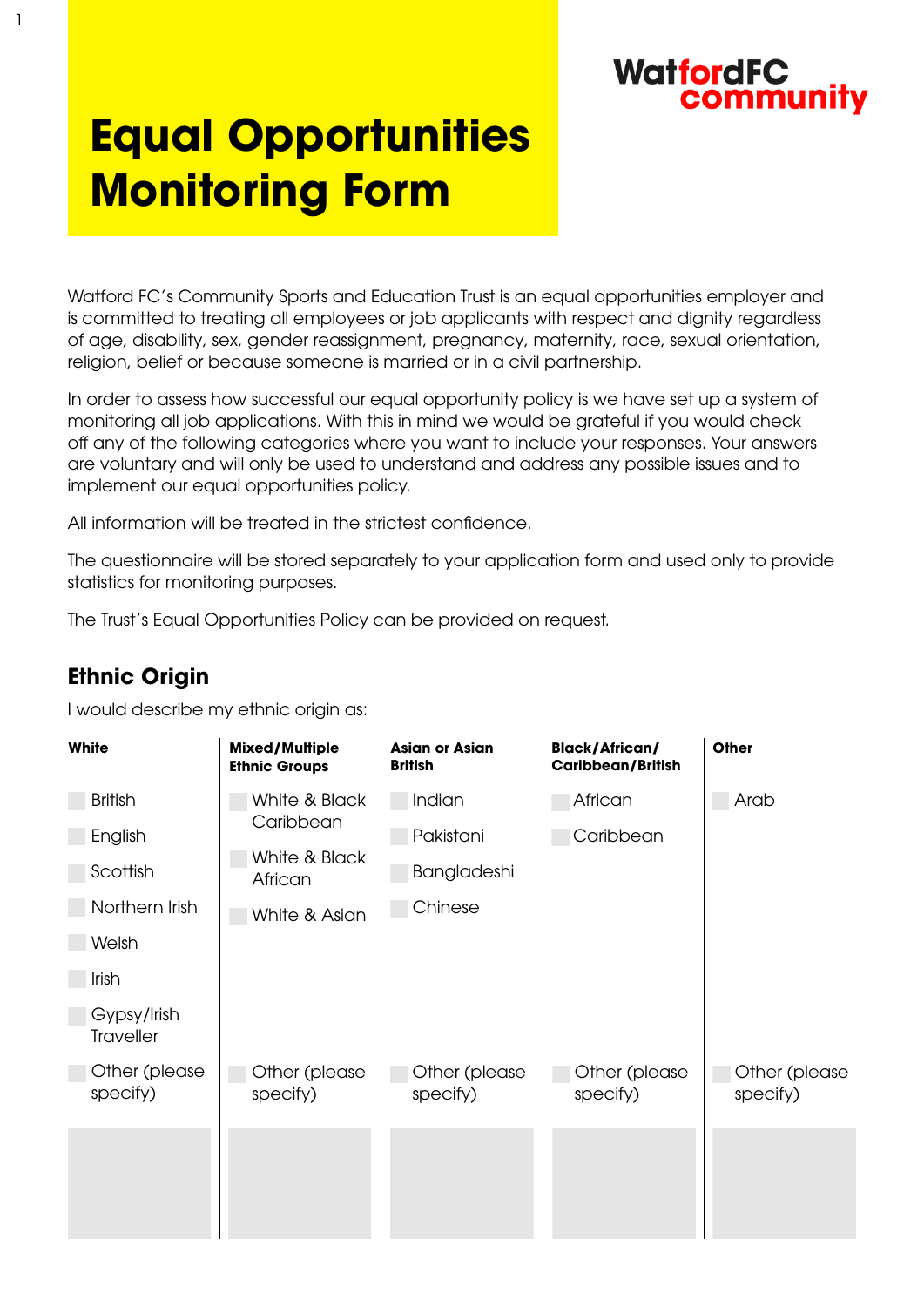WatfordFC community

# Equal Opportunities Monitoring Form

Watford FC's Community Sports and Education Trust is an equal opportunities employer and is committed to treating all employees or job applicants with respect and dignity regardless of age, disability, sex, gender reassignment, pregnancy, maternity, race, sexual orientation, religion, belief or because someone is married or in a civil partnership.

In order to assess how successful our equal opportunity policy is we have set up a system of monitoring all job applications. With this in mind we would be grateful if you would check off any of the following categories where you want to include your responses. Your answers are voluntary and will only be used to understand and address any possible issues and to implement our equal opportunities policy.

All information will be treated in the strictest confidence.

The questionnaire will be stored separately to your application form and used only to provide statistics for monitoring purposes.

The Trust's Equal Opportunities Policy can be provided on request.

## Ethnic Origin

I would describe my ethnic origin as:

| White | Mixed/Multiple Ethnic Groups | Asian or Asian British | Black/African/ Caribbean/British | Other |
|---|---|---|---|---|
| ☐ British | ☐ White & Black Caribbean | ☐ Indian | ☐ African | ☐ Arab |
| ☐ English | ☐ White & Black African | ☐ Pakistani | ☐ Caribbean | |
| ☐ Scottish | ☐ White & Asian | ☐ Bangladeshi | | |
| ☐ Northern Irish | | ☐ Chinese | | |
| ☐ Welsh | | | | |
| ☐ Irish | | | | |
| ☐ Gypsy/Irish Traveller | | | | |
| ☐ Other (please specify) | ☐ Other (please specify) | ☐ Other (please specify) | ☐ Other (please specify) | ☐ Other (please specify) |
| | | | | |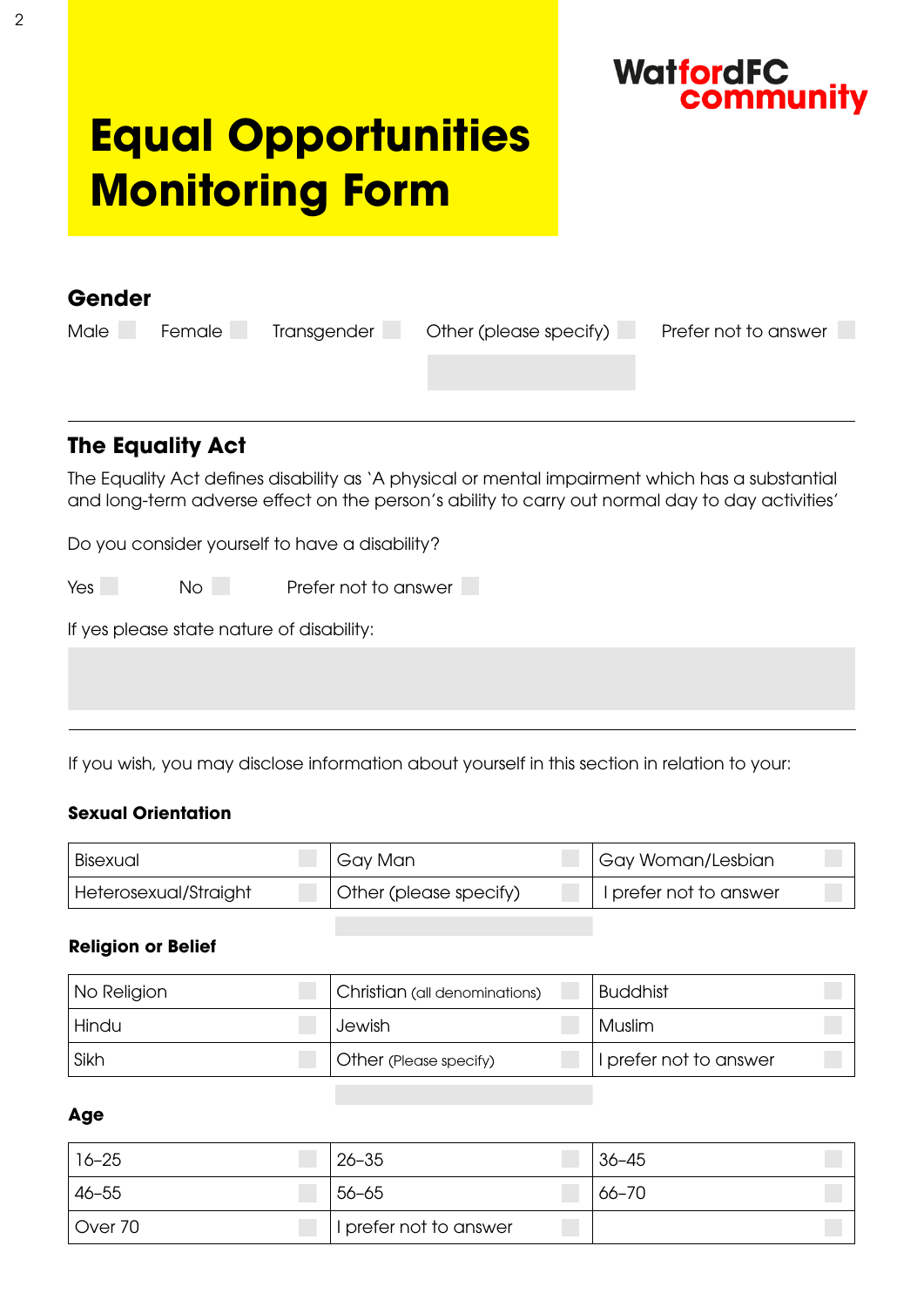# Equal Opportunities Monitoring Form

WatfordFC community

## Gender

Male ☐ Female ☐ Transgender ☐ Other (please specify) ☐ Prefer not to answer ☐

---

## The Equality Act

The Equality Act defines disability as 'A physical or mental impairment which has a substantial and long-term adverse effect on the person's ability to carry out normal day to day activities'

Do you consider yourself to have a disability?

Yes ☐ No ☐ Prefer not to answer ☐

If yes please state nature of disability:

---

If you wish, you may disclose information about yourself in this section in relation to your:

### Sexual Orientation

| | | |
|---|---|---|
| Bisexual ☐ | Gay Man ☐ | Gay Woman/Lesbian ☐ |
| Heterosexual/Straight ☐ | Other (please specify) ☐ | I prefer not to answer ☐ |

### Religion or Belief

| | | |
|---|---|---|
| No Religion ☐ | Christian (all denominations) ☐ | Buddhist ☐ |
| Hindu ☐ | Jewish ☐ | Muslim ☐ |
| Sikh ☐ | Other (Please specify) ☐ | I prefer not to answer ☐ |

### Age

| | | |
|---|---|---|
| 16–25 ☐ | 26–35 ☐ | 36–45 ☐ |
| 46–55 ☐ | 56–65 ☐ | 66–70 ☐ |
| Over 70 ☐ | I prefer not to answer ☐ | ☐ |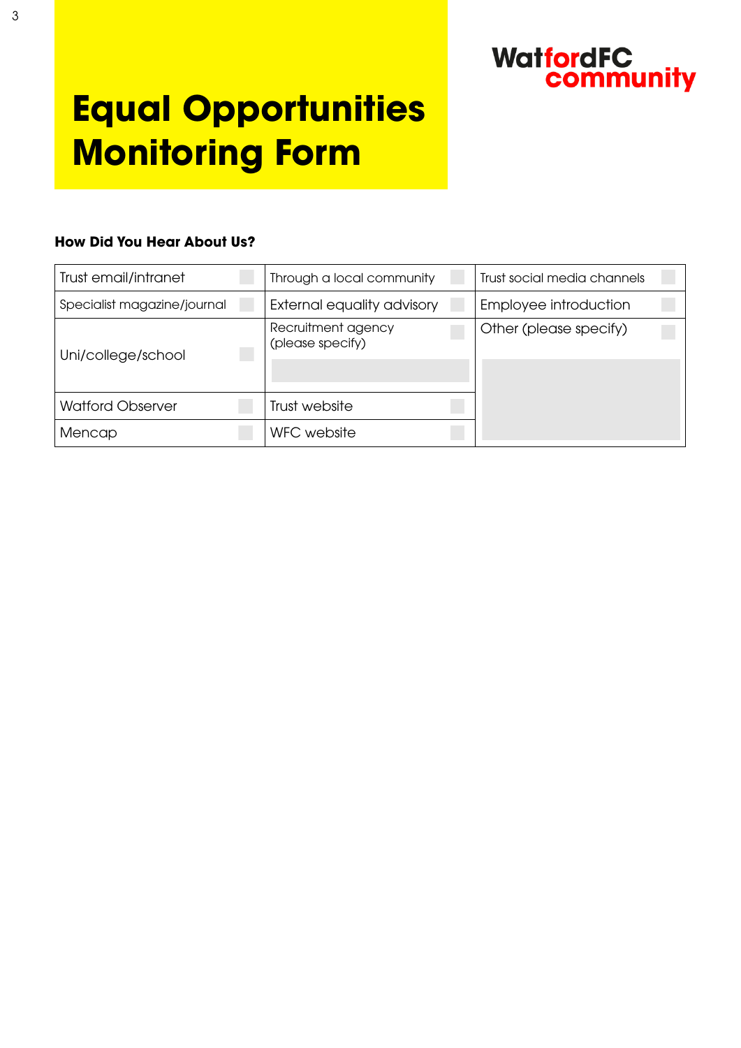# Equal Opportunities Monitoring Form

WatfordFC community

**How Did You Hear About Us?**

| | | |
|---|---|---|
| Trust email/intranet | Through a local community | Trust social media channels |
| Specialist magazine/journal | External equality advisory | Employee introduction |
| Uni/college/school | Recruitment agency (please specify) | Other (please specify) |
| Watford Observer | Trust website | |
| Mencap | WFC website | |